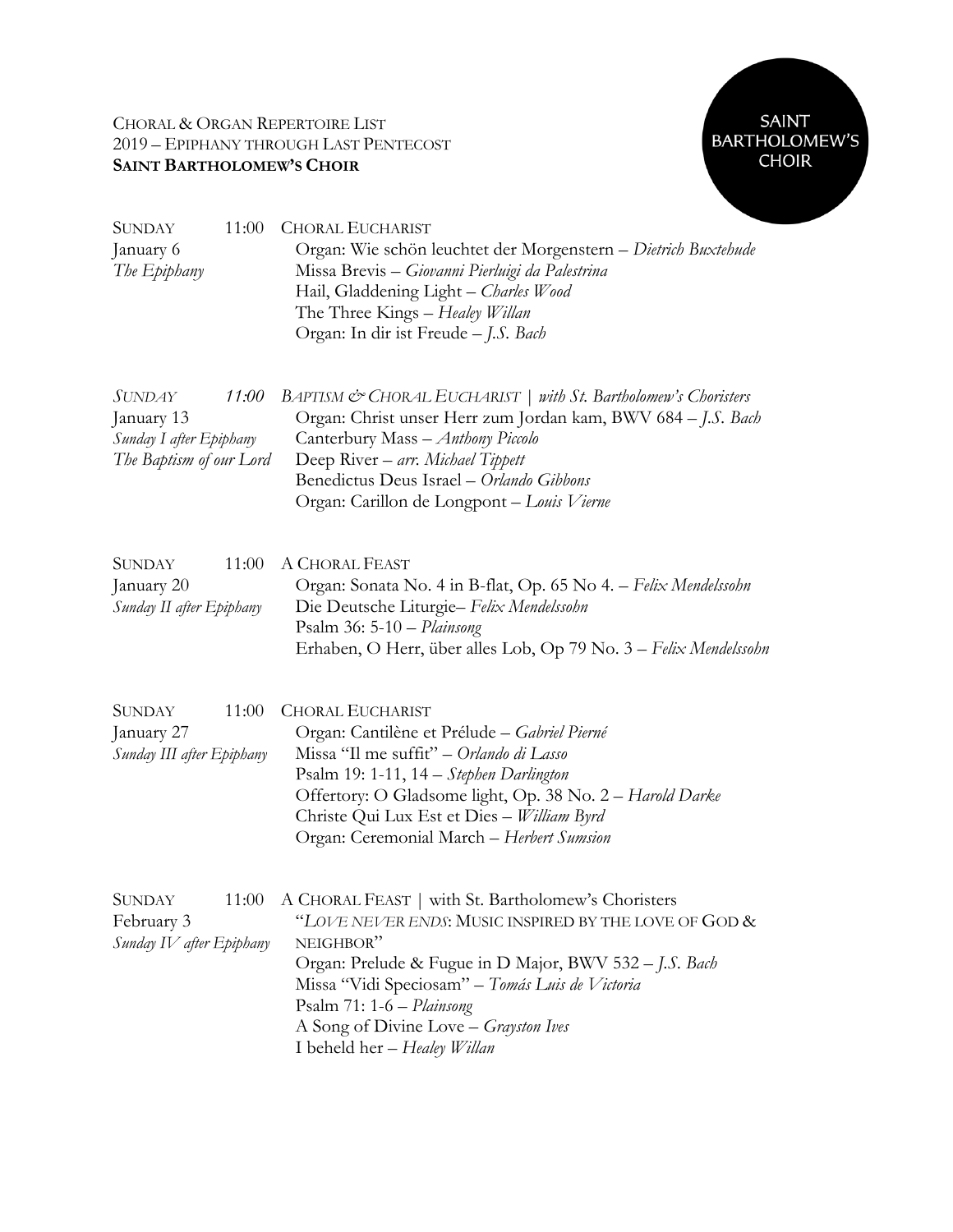CHORAL & ORGAN REPERTOIRE LIST
2019 – EPIPHANY THROUGH LAST PENTECOST
**SAINT BARTHOLOMEW'S CHOIR**

SAINT BARTHOLOMEW'S CHOIR

SUNDAY 11:00
January 6
*The Epiphany*

CHORAL EUCHARIST
Organ: Wie schön leuchtet der Morgenstern – *Dietrich Buxtehude*
Missa Brevis – *Giovanni Pierluigi da Palestrina*
Hail, Gladdening Light – *Charles Wood*
The Three Kings – *Healey Willan*
Organ: In dir ist Freude – *J.S. Bach*

*SUNDAY 11:00*
January 13
*Sunday I after Epiphany*
*The Baptism of our Lord*

*BAPTISM & CHORAL EUCHARIST | with St. Bartholomew's Choristers*
Organ: Christ unser Herr zum Jordan kam, BWV 684 – *J.S. Bach*
Canterbury Mass – *Anthony Piccolo*
Deep River – *arr. Michael Tippett*
Benedictus Deus Israel – *Orlando Gibbons*
Organ: Carillon de Longpont – *Louis Vierne*

SUNDAY 11:00
January 20
*Sunday II after Epiphany*

A CHORAL FEAST
Organ: Sonata No. 4 in B-flat, Op. 65 No 4. – *Felix Mendelssohn*
Die Deutsche Liturgie– *Felix Mendelssohn*
Psalm 36: 5-10 – *Plainsong*
Erhaben, O Herr, über alles Lob, Op 79 No. 3 – *Felix Mendelssohn*

SUNDAY 11:00
January 27
*Sunday III after Epiphany*

CHORAL EUCHARIST
Organ: Cantilène et Prélude – *Gabriel Pierné*
Missa "Il me suffit" – *Orlando di Lasso*
Psalm 19: 1-11, 14 – *Stephen Darlington*
Offertory: O Gladsome light, Op. 38 No. 2 – *Harold Darke*
Christe Qui Lux Est et Dies – *William Byrd*
Organ: Ceremonial March – *Herbert Sumsion*

SUNDAY 11:00
February 3
*Sunday IV after Epiphany*

A CHORAL FEAST | with St. Bartholomew's Choristers
"*LOVE NEVER ENDS*: MUSIC INSPIRED BY THE LOVE OF GOD & NEIGHBOR"
Organ: Prelude & Fugue in D Major, BWV 532 – *J.S. Bach*
Missa "Vidi Speciosam" – *Tomás Luis de Victoria*
Psalm 71: 1-6 – *Plainsong*
A Song of Divine Love – *Grayston Ives*
I beheld her – *Healey Willan*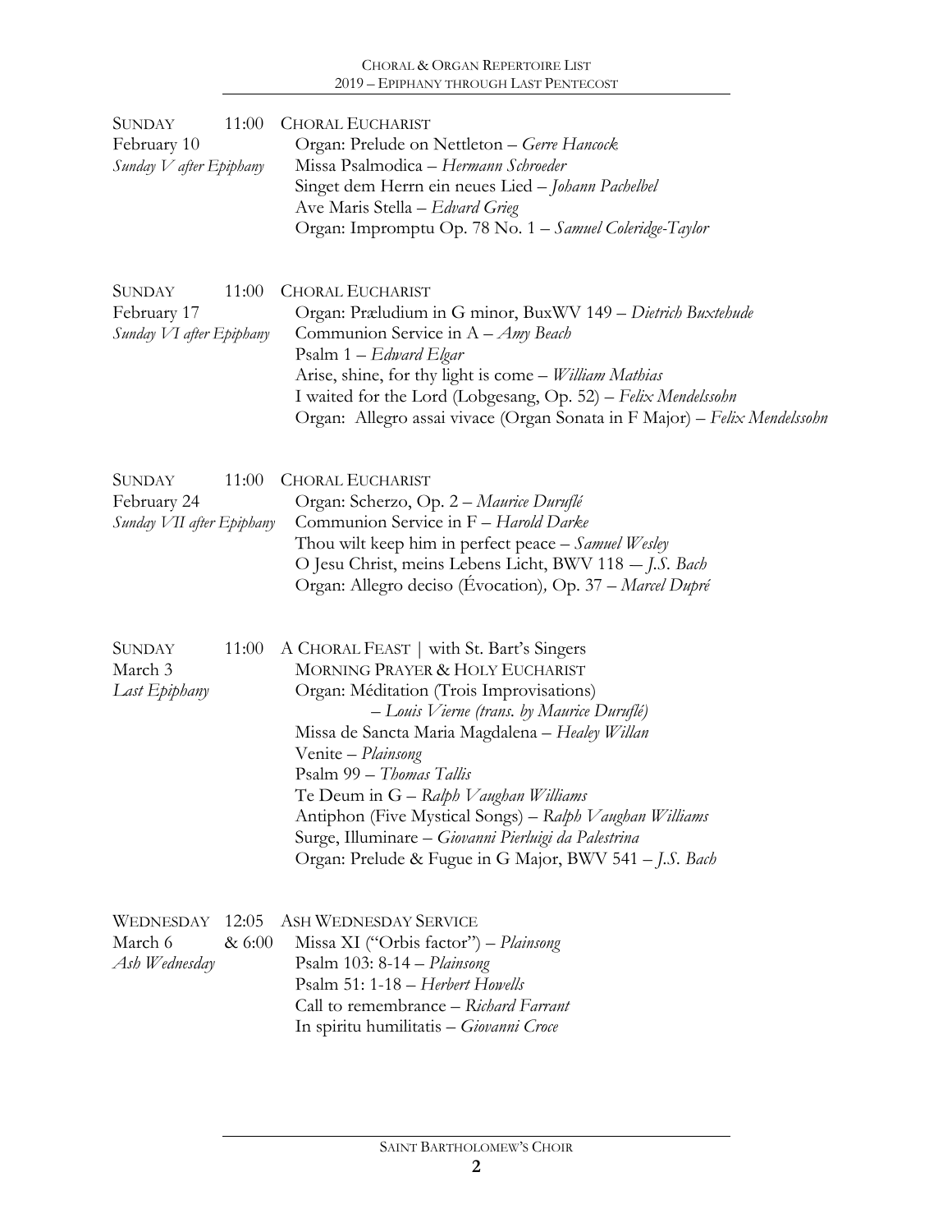**SUNDAY** 11:00
February 10
*Sunday V after Epiphany*

**CHORAL EUCHARIST**
Organ: Prelude on Nettleton – *Gerre Hancock*
Missa Psalmodica – *Hermann Schroeder*
Singet dem Herrn ein neues Lied – *Johann Pachelbel*
Ave Maris Stella – *Edvard Grieg*
Organ: Impromptu Op. 78 No. 1 – *Samuel Coleridge-Taylor*

**SUNDAY** 11:00
February 17
*Sunday VI after Epiphany*

**CHORAL EUCHARIST**
Organ: Præludium in G minor, BuxWV 149 – *Dietrich Buxtehude*
Communion Service in A – *Amy Beach*
Psalm 1 – *Edward Elgar*
Arise, shine, for thy light is come – *William Mathias*
I waited for the Lord (Lobgesang, Op. 52) – *Felix Mendelssohn*
Organ: Allegro assai vivace (Organ Sonata in F Major) – *Felix Mendelssohn*

**SUNDAY** 11:00
February 24
*Sunday VII after Epiphany*

**CHORAL EUCHARIST**
Organ: Scherzo, Op. 2 – *Maurice Duruflé*
Communion Service in F – *Harold Darke*
Thou wilt keep him in perfect peace – *Samuel Wesley*
O Jesu Christ, meins Lebens Licht, BWV 118 – *J.S. Bach*
Organ: Allegro deciso (Évocation), Op. 37 – *Marcel Dupré*

**SUNDAY** 11:00
March 3
*Last Epiphany*

**A CHORAL FEAST** | with St. Bart's Singers
**MORNING PRAYER & HOLY EUCHARIST**
Organ: Méditation (Trois Improvisations)
– *Louis Vierne (trans. by Maurice Duruflé)*
Missa de Sancta Maria Magdalena – *Healey Willan*
Venite – *Plainsong*
Psalm 99 – *Thomas Tallis*
Te Deum in G – *Ralph Vaughan Williams*
Antiphon (Five Mystical Songs) – *Ralph Vaughan Williams*
Surge, Illuminare – *Giovanni Pierluigi da Palestrina*
Organ: Prelude & Fugue in G Major, BWV 541 – *J.S. Bach*

**WEDNESDAY** 12:05 & 6:00
March 6
*Ash Wednesday*

**ASH WEDNESDAY SERVICE**
Missa XI ("Orbis factor") – *Plainsong*
Psalm 103: 8-14 – *Plainsong*
Psalm 51: 1-18 – *Herbert Howells*
Call to remembrance – *Richard Farrant*
In spiritu humilitatis – *Giovanni Croce*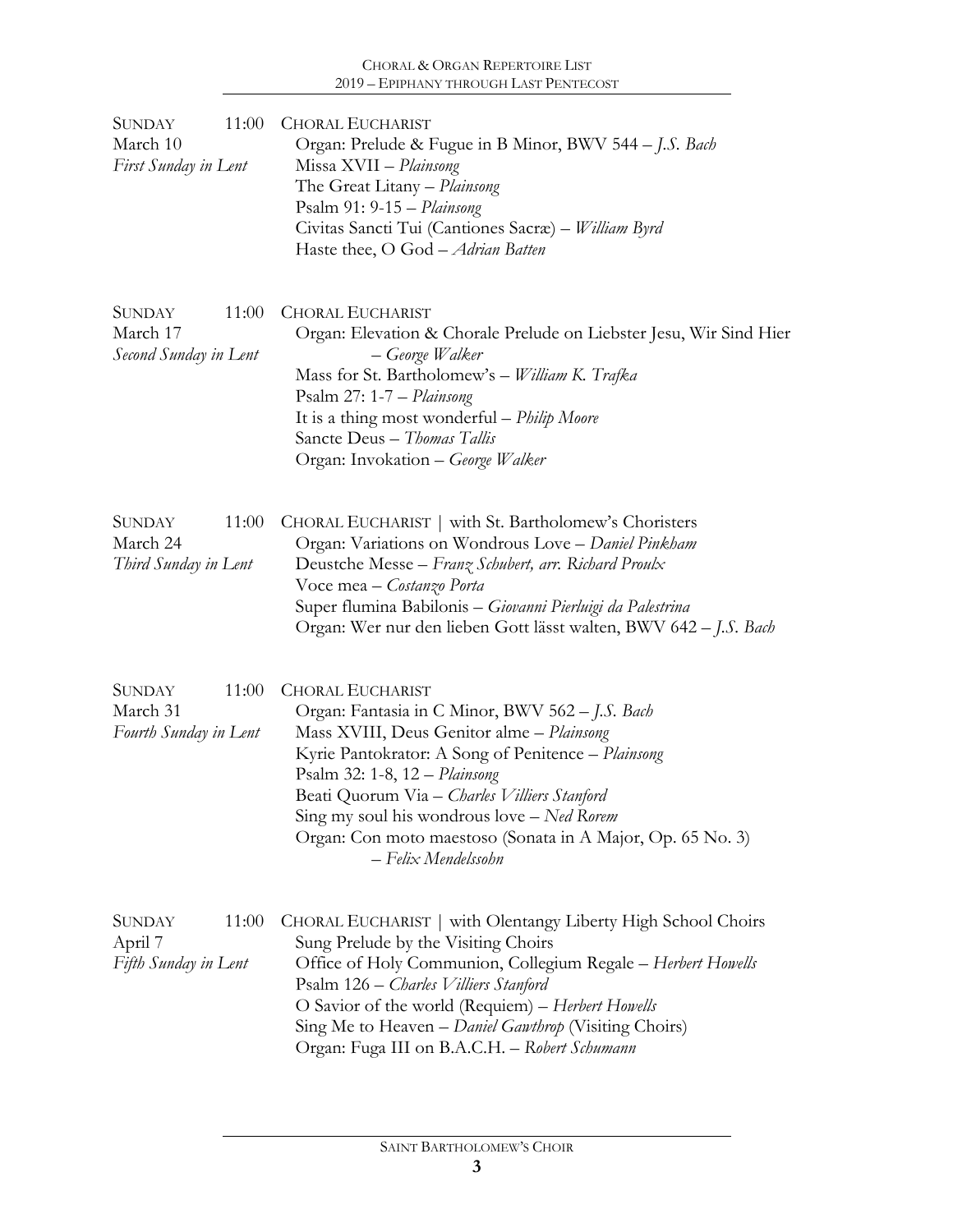SUNDAY 11:00
March 10
*First Sunday in Lent*

CHORAL EUCHARIST
- Organ: Prelude & Fugue in B Minor, BWV 544 – *J.S. Bach*
- Missa XVII – *Plainsong*
- The Great Litany – *Plainsong*
- Psalm 91: 9-15 – *Plainsong*
- Civitas Sancti Tui (Cantiones Sacræ) – *William Byrd*
- Haste thee, O God – *Adrian Batten*

SUNDAY 11:00
March 17
*Second Sunday in Lent*

CHORAL EUCHARIST
- Organ: Elevation & Chorale Prelude on Liebster Jesu, Wir Sind Hier – *George Walker*
- Mass for St. Bartholomew's – *William K. Trafka*
- Psalm 27: 1-7 – *Plainsong*
- It is a thing most wonderful – *Philip Moore*
- Sancte Deus – *Thomas Tallis*
- Organ: Invokation – *George Walker*

SUNDAY 11:00
March 24
*Third Sunday in Lent*

CHORAL EUCHARIST | with St. Bartholomew's Choristers
- Organ: Variations on Wondrous Love – *Daniel Pinkham*
- Deustche Messe – *Franz Schubert, arr. Richard Proulx*
- Voce mea – *Costanzo Porta*
- Super flumina Babilonis – *Giovanni Pierluigi da Palestrina*
- Organ: Wer nur den lieben Gott lässt walten, BWV 642 – *J.S. Bach*

SUNDAY 11:00
March 31
*Fourth Sunday in Lent*

CHORAL EUCHARIST
- Organ: Fantasia in C Minor, BWV 562 – *J.S. Bach*
- Mass XVIII, Deus Genitor alme – *Plainsong*
- Kyrie Pantokrator: A Song of Penitence – *Plainsong*
- Psalm 32: 1-8, 12 – *Plainsong*
- Beati Quorum Via – *Charles Villiers Stanford*
- Sing my soul his wondrous love – *Ned Rorem*
- Organ: Con moto maestoso (Sonata in A Major, Op. 65 No. 3) – *Felix Mendelssohn*

SUNDAY 11:00
April 7
*Fifth Sunday in Lent*

CHORAL EUCHARIST | with Olentangy Liberty High School Choirs
- Sung Prelude by the Visiting Choirs
- Office of Holy Communion, Collegium Regale – *Herbert Howells*
- Psalm 126 – *Charles Villiers Stanford*
- O Savior of the world (Requiem) – *Herbert Howells*
- Sing Me to Heaven – *Daniel Gawthrop* (Visiting Choirs)
- Organ: Fuga III on B.A.C.H. – *Robert Schumann*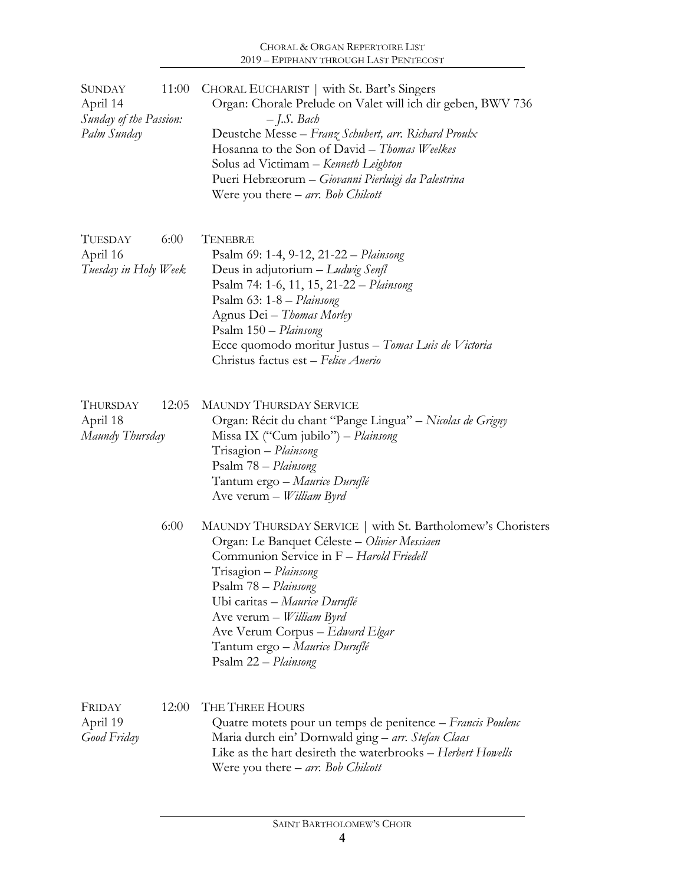**SUNDAY** 11:00
April 14
*Sunday of the Passion: Palm Sunday*

CHORAL EUCHARIST | with St. Bart's Singers

- Organ: Chorale Prelude on Valet will ich dir geben, BWV 736 – *J.S. Bach*
- Deustche Messe – *Franz Schubert, arr. Richard Proulx*
- Hosanna to the Son of David – *Thomas Weelkes*
- Solus ad Victimam – *Kenneth Leighton*
- Pueri Hebræorum – *Giovanni Pierluigi da Palestrina*
- Were you there – *arr. Bob Chilcott*

**TUESDAY** 6:00
April 16
*Tuesday in Holy Week*

TENEBRÆ

- Psalm 69: 1-4, 9-12, 21-22 – *Plainsong*
- Deus in adjutorium – *Ludwig Senfl*
- Psalm 74: 1-6, 11, 15, 21-22 – *Plainsong*
- Psalm 63: 1-8 – *Plainsong*
- Agnus Dei – *Thomas Morley*
- Psalm 150 – *Plainsong*
- Ecce quomodo moritur Justus – *Tomas Luis de Victoria*
- Christus factus est – *Felice Anerio*

**THURSDAY** 12:05
April 18
*Maundy Thursday*

MAUNDY THURSDAY SERVICE

- Organ: Récit du chant "Pange Lingua" – *Nicolas de Grigny*
- Missa IX ("Cum jubilo") – *Plainsong*
- Trisagion – *Plainsong*
- Psalm 78 – *Plainsong*
- Tantum ergo – *Maurice Duruflé*
- Ave verum – *William Byrd*

6:00

MAUNDY THURSDAY SERVICE | with St. Bartholomew's Choristers

- Organ: Le Banquet Céleste – *Olivier Messiaen*
- Communion Service in F – *Harold Friedell*
- Trisagion – *Plainsong*
- Psalm 78 – *Plainsong*
- Ubi caritas – *Maurice Duruflé*
- Ave verum – *William Byrd*
- Ave Verum Corpus – *Edward Elgar*
- Tantum ergo – *Maurice Duruflé*
- Psalm 22 – *Plainsong*

**FRIDAY** 12:00
April 19
*Good Friday*

THE THREE HOURS

- Quatre motets pour un temps de penitence – *Francis Poulenc*
- Maria durch ein' Dornwald ging – *arr. Stefan Claas*
- Like as the hart desireth the waterbrooks – *Herbert Howells*
- Were you there – *arr. Bob Chilcott*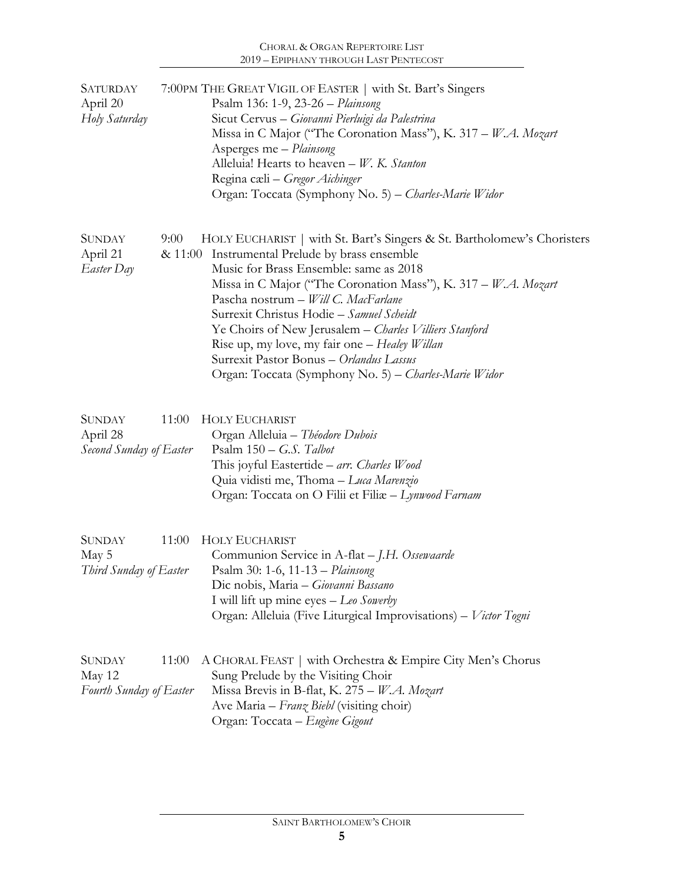SATURDAY
April 20
*Holy Saturday*

7:00PM THE GREAT VIGIL OF EASTER | with St. Bart's Singers

Psalm 136: 1-9, 23-26 – *Plainsong*
Sicut Cervus – *Giovanni Pierluigi da Palestrina*
Missa in C Major ("The Coronation Mass"), K. 317 – *W.A. Mozart*
Asperges me – *Plainsong*
Alleluia! Hearts to heaven – *W. K. Stanton*
Regina cæli – *Gregor Aichinger*
Organ: Toccata (Symphony No. 5) – *Charles-Marie Widor*

SUNDAY
April 21
*Easter Day*

9:00 & 11:00 HOLY EUCHARIST | with St. Bart's Singers & St. Bartholomew's Choristers

Instrumental Prelude by brass ensemble
Music for Brass Ensemble: same as 2018
Missa in C Major ("The Coronation Mass"), K. 317 – *W.A. Mozart*
Pascha nostrum – *Will C. MacFarlane*
Surrexit Christus Hodie – *Samuel Scheidt*
Ye Choirs of New Jerusalem – *Charles Villiers Stanford*
Rise up, my love, my fair one – *Healey Willan*
Surrexit Pastor Bonus – *Orlandus Lassus*
Organ: Toccata (Symphony No. 5) – *Charles-Marie Widor*

SUNDAY
April 28
*Second Sunday of Easter*

11:00 HOLY EUCHARIST

Organ Alleluia – *Théodore Dubois*
Psalm 150 – *G.S. Talbot*
This joyful Eastertide – *arr. Charles Wood*
Quia vidisti me, Thoma – *Luca Marenzio*
Organ: Toccata on O Filii et Filiæ – *Lynwood Farnam*

SUNDAY
May 5
*Third Sunday of Easter*

11:00 HOLY EUCHARIST

Communion Service in A-flat – *J.H. Ossewaarde*
Psalm 30: 1-6, 11-13 – *Plainsong*
Dic nobis, Maria – *Giovanni Bassano*
I will lift up mine eyes – *Leo Sowerby*
Organ: Alleluia (Five Liturgical Improvisations) – *Victor Togni*

SUNDAY
May 12
*Fourth Sunday of Easter*

11:00 A CHORAL FEAST | with Orchestra & Empire City Men's Chorus

Sung Prelude by the Visiting Choir
Missa Brevis in B-flat, K. 275 – *W.A. Mozart*
Ave Maria – *Franz Biebl* (visiting choir)
Organ: Toccata – *Eugène Gigout*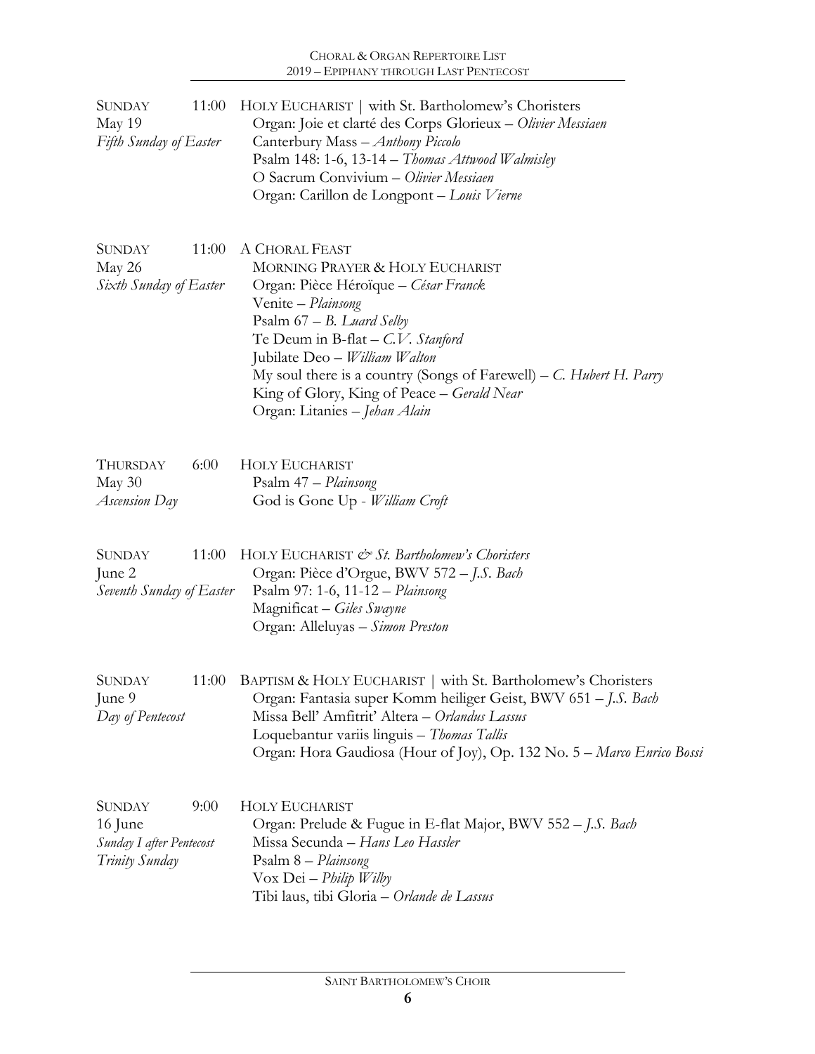**SUNDAY** 11:00
May 19
*Fifth Sunday of Easter*

HOLY EUCHARIST | with St. Bartholomew's Choristers
Organ: Joie et clarté des Corps Glorieux – *Olivier Messiaen*
Canterbury Mass – *Anthony Piccolo*
Psalm 148: 1-6, 13-14 – *Thomas Attwood Walmisley*
O Sacrum Convivium – *Olivier Messiaen*
Organ: Carillon de Longpont – *Louis Vierne*

**SUNDAY** 11:00
May 26
*Sixth Sunday of Easter*

A CHORAL FEAST
MORNING PRAYER & HOLY EUCHARIST
Organ: Pièce Héroïque – *César Franck*
Venite – *Plainsong*
Psalm 67 – *B. Luard Selby*
Te Deum in B-flat – *C.V. Stanford*
Jubilate Deo – *William Walton*
My soul there is a country (Songs of Farewell) – *C. Hubert H. Parry*
King of Glory, King of Peace – *Gerald Near*
Organ: Litanies – *Jehan Alain*

**THURSDAY** 6:00
May 30
*Ascension Day*

HOLY EUCHARIST
Psalm 47 – *Plainsong*
God is Gone Up - *William Croft*

**SUNDAY** 11:00
June 2
*Seventh Sunday of Easter*

HOLY EUCHARIST *& St. Bartholomew's Choristers*
Organ: Pièce d'Orgue, BWV 572 – *J.S. Bach*
Psalm 97: 1-6, 11-12 – *Plainsong*
Magnificat – *Giles Swayne*
Organ: Alleluyas – *Simon Preston*

**SUNDAY** 11:00
June 9
*Day of Pentecost*

BAPTISM & HOLY EUCHARIST | with St. Bartholomew's Choristers
Organ: Fantasia super Komm heiliger Geist, BWV 651 – *J.S. Bach*
Missa Bell' Amfitrit' Altera – *Orlandus Lassus*
Loquebantur variis linguis – *Thomas Tallis*
Organ: Hora Gaudiosa (Hour of Joy), Op. 132 No. 5 – *Marco Enrico Bossi*

**SUNDAY** 9:00
16 June
*Sunday I after Pentecost*
*Trinity Sunday*

HOLY EUCHARIST
Organ: Prelude & Fugue in E-flat Major, BWV 552 – *J.S. Bach*
Missa Secunda – *Hans Leo Hassler*
Psalm 8 – *Plainsong*
Vox Dei – *Philip Wilby*
Tibi laus, tibi Gloria – *Orlande de Lassus*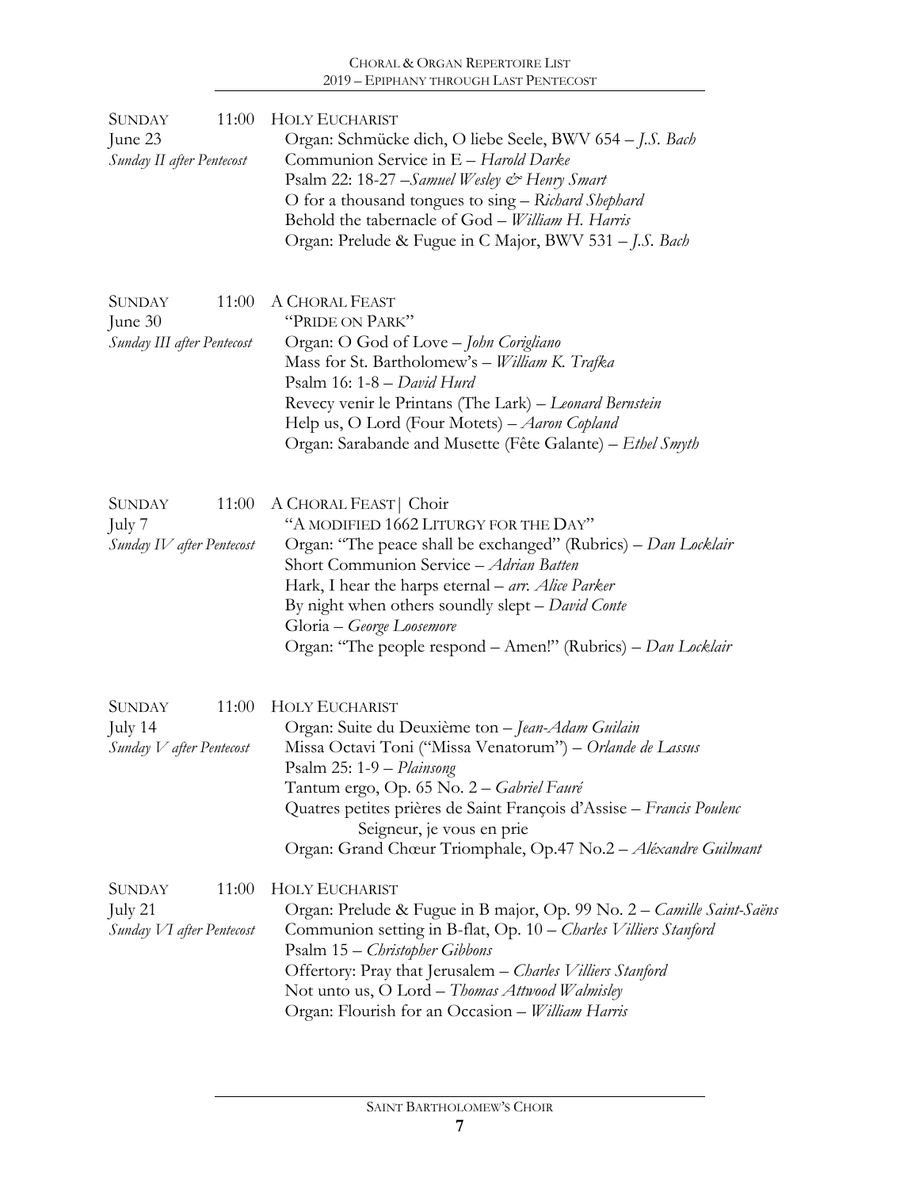**SUNDAY 11:00**
June 23
*Sunday II after Pentecost*

HOLY EUCHARIST
Organ: Schmücke dich, O liebe Seele, BWV 654 – *J.S. Bach*
Communion Service in E – *Harold Darke*
Psalm 22: 18-27 –*Samuel Wesley & Henry Smart*
O for a thousand tongues to sing – *Richard Shephard*
Behold the tabernacle of God – *William H. Harris*
Organ: Prelude & Fugue in C Major, BWV 531 – *J.S. Bach*

**SUNDAY 11:00**
June 30
*Sunday III after Pentecost*

A CHORAL FEAST
"PRIDE ON PARK"
Organ: O God of Love – *John Corigliano*
Mass for St. Bartholomew's – *William K. Trafka*
Psalm 16: 1-8 – *David Hurd*
Revecy venir le Printans (The Lark) – *Leonard Bernstein*
Help us, O Lord (Four Motets) – *Aaron Copland*
Organ: Sarabande and Musette (Fête Galante) – *Ethel Smyth*

**SUNDAY 11:00**
July 7
*Sunday IV after Pentecost*

A CHORAL FEAST| Choir
"A MODIFIED 1662 LITURGY FOR THE DAY"
Organ: "The peace shall be exchanged" (Rubrics) – *Dan Locklair*
Short Communion Service – *Adrian Batten*
Hark, I hear the harps eternal – *arr. Alice Parker*
By night when others soundly slept – *David Conte*
Gloria – *George Loosemore*
Organ: "The people respond – Amen!" (Rubrics) – *Dan Locklair*

**SUNDAY 11:00**
July 14
*Sunday V after Pentecost*

HOLY EUCHARIST
Organ: Suite du Deuxième ton – *Jean-Adam Guilain*
Missa Octavi Toni ("Missa Venatorum") – *Orlande de Lassus*
Psalm 25: 1-9 – *Plainsong*
Tantum ergo, Op. 65 No. 2 – *Gabriel Fauré*
Quatres petites prières de Saint François d'Assise – *Francis Poulenc*
Seigneur, je vous en prie
Organ: Grand Chœur Triomphale, Op.47 No.2 – *Aléxandre Guilmant*

**SUNDAY 11:00**
July 21
*Sunday VI after Pentecost*

HOLY EUCHARIST
Organ: Prelude & Fugue in B major, Op. 99 No. 2 – *Camille Saint-Saëns*
Communion setting in B-flat, Op. 10 – *Charles Villiers Stanford*
Psalm 15 – *Christopher Gibbons*
Offertory: Pray that Jerusalem – *Charles Villiers Stanford*
Not unto us, O Lord – *Thomas Attwood Walmisley*
Organ: Flourish for an Occasion – *William Harris*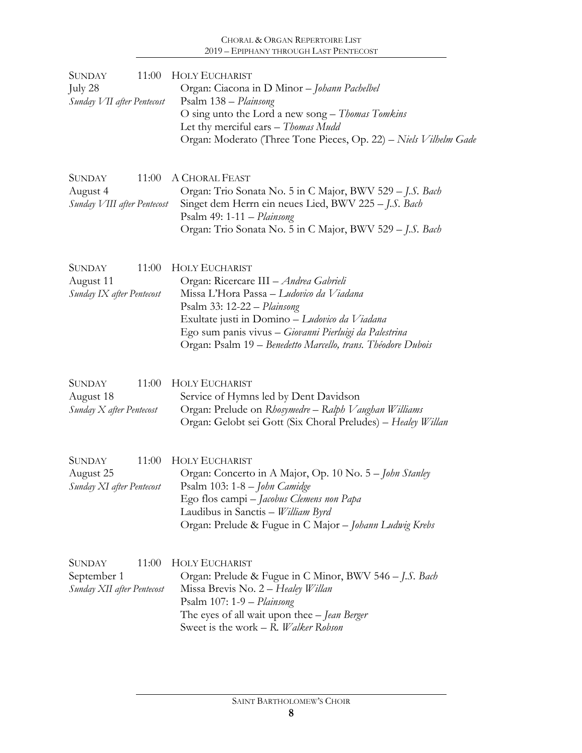**SUNDAY 11:00** — **HOLY EUCHARIST**
July 28
*Sunday VII after Pentecost*

- Organ: Ciacona in D Minor – *Johann Pachelbel*
- Psalm 138 – *Plainsong*
- O sing unto the Lord a new song – *Thomas Tomkins*
- Let thy merciful ears – *Thomas Mudd*
- Organ: Moderato (Three Tone Pieces, Op. 22) – *Niels Vilhelm Gade*

**SUNDAY 11:00** — **A CHORAL FEAST**
August 4
*Sunday VIII after Pentecost*

- Organ: Trio Sonata No. 5 in C Major, BWV 529 – *J.S. Bach*
- Singet dem Herrn ein neues Lied, BWV 225 – *J.S. Bach*
- Psalm 49: 1-11 – *Plainsong*
- Organ: Trio Sonata No. 5 in C Major, BWV 529 – *J.S. Bach*

**SUNDAY 11:00** — **HOLY EUCHARIST**
August 11
*Sunday IX after Pentecost*

- Organ: Ricercare III – *Andrea Gabrieli*
- Missa L'Hora Passa – *Ludovico da Viadana*
- Psalm 33: 12-22 – *Plainsong*
- Exultate justi in Domino – *Ludovico da Viadana*
- Ego sum panis vivus – *Giovanni Pierluigi da Palestrina*
- Organ: Psalm 19 – *Benedetto Marcello, trans. Théodore Dubois*

**SUNDAY 11:00** — **HOLY EUCHARIST**
August 18
*Sunday X after Pentecost*

- Service of Hymns led by Dent Davidson
- Organ: Prelude on *Rhosymedre* – *Ralph Vaughan Williams*
- Organ: Gelobt sei Gott (Six Choral Preludes) – *Healey Willan*

**SUNDAY 11:00** — **HOLY EUCHARIST**
August 25
*Sunday XI after Pentecost*

- Organ: Concerto in A Major, Op. 10 No. 5 – *John Stanley*
- Psalm 103: 1-8 – *John Camidge*
- Ego flos campi – *Jacobus Clemens non Papa*
- Laudibus in Sanctis – *William Byrd*
- Organ: Prelude & Fugue in C Major – *Johann Ludwig Krebs*

**SUNDAY 11:00** — **HOLY EUCHARIST**
September 1
*Sunday XII after Pentecost*

- Organ: Prelude & Fugue in C Minor, BWV 546 – *J.S. Bach*
- Missa Brevis No. 2 – *Healey Willan*
- Psalm 107: 1-9 – *Plainsong*
- The eyes of all wait upon thee – *Jean Berger*
- Sweet is the work – *R. Walker Robson*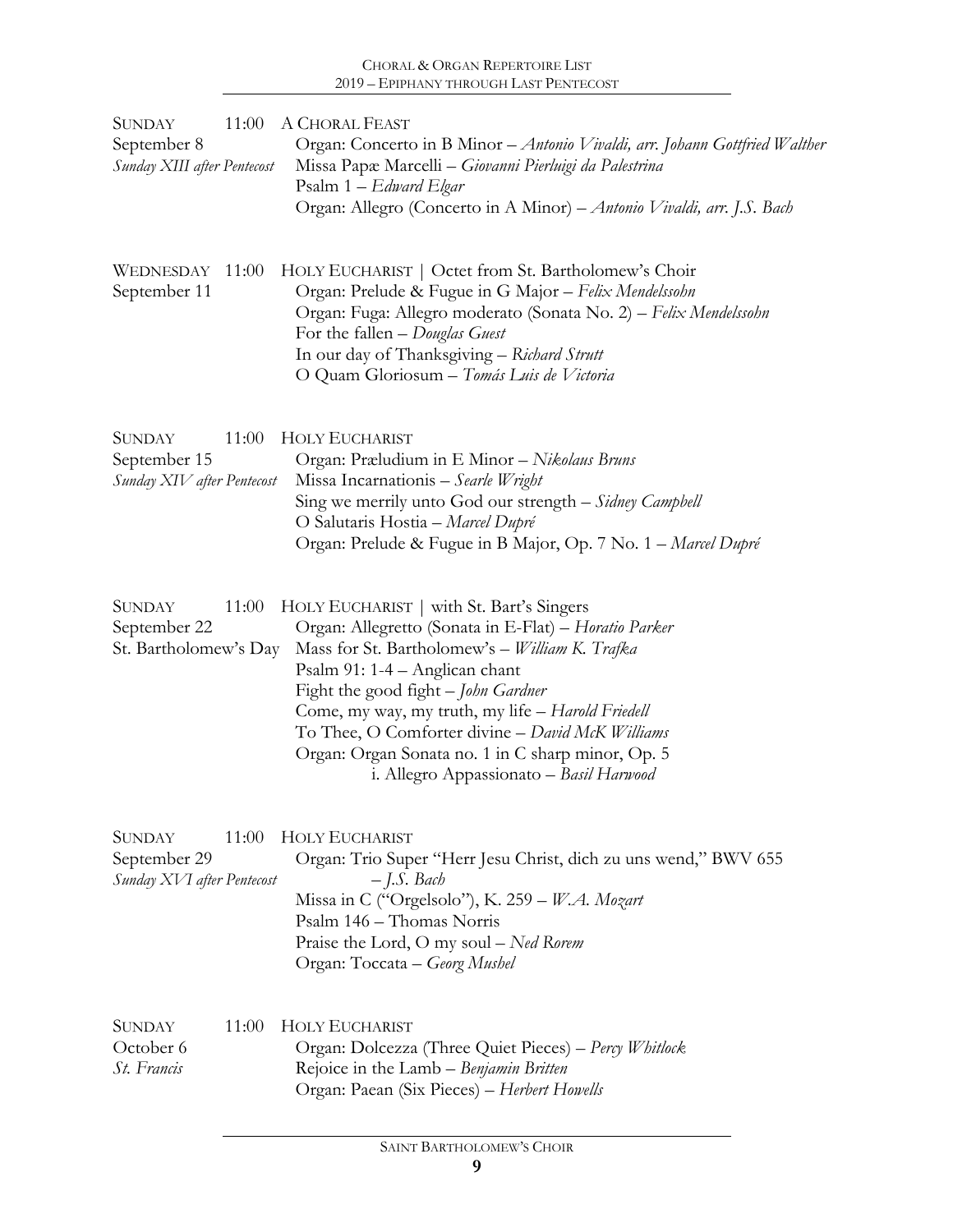**Sunday** 11:00 **A Choral Feast**
September 8
*Sunday XIII after Pentecost*

Organ: Concerto in B Minor – *Antonio Vivaldi, arr. Johann Gottfried Walther*
Missa Papæ Marcelli – *Giovanni Pierluigi da Palestrina*
Psalm 1 – *Edward Elgar*
Organ: Allegro (Concerto in A Minor) – *Antonio Vivaldi, arr. J.S. Bach*

**Wednesday** 11:00 **Holy Eucharist** | Octet from St. Bartholomew's Choir
September 11

Organ: Prelude & Fugue in G Major – *Felix Mendelssohn*
Organ: Fuga: Allegro moderato (Sonata No. 2) – *Felix Mendelssohn*
For the fallen – *Douglas Guest*
In our day of Thanksgiving – *Richard Strutt*
O Quam Gloriosum – *Tomás Luis de Victoria*

**Sunday** 11:00 **Holy Eucharist**
September 15
*Sunday XIV after Pentecost*

Organ: Præludium in E Minor – *Nikolaus Bruns*
Missa Incarnationis – *Searle Wright*
Sing we merrily unto God our strength – *Sidney Campbell*
O Salutaris Hostia – *Marcel Dupré*
Organ: Prelude & Fugue in B Major, Op. 7 No. 1 – *Marcel Dupré*

**Sunday** 11:00 **Holy Eucharist** | with St. Bart's Singers
September 22
St. Bartholomew's Day

Organ: Allegretto (Sonata in E-Flat) – *Horatio Parker*
Mass for St. Bartholomew's – *William K. Trafka*
Psalm 91: 1-4 – Anglican chant
Fight the good fight – *John Gardner*
Come, my way, my truth, my life – *Harold Friedell*
To Thee, O Comforter divine – *David McK Williams*
Organ: Organ Sonata no. 1 in C sharp minor, Op. 5
i. Allegro Appassionato – *Basil Harwood*

**Sunday** 11:00 **Holy Eucharist**
September 29
*Sunday XVI after Pentecost*

Organ: Trio Super "Herr Jesu Christ, dich zu uns wend," BWV 655 – *J.S. Bach*
Missa in C ("Orgelsolo"), K. 259 – *W.A. Mozart*
Psalm 146 – Thomas Norris
Praise the Lord, O my soul – *Ned Rorem*
Organ: Toccata – *Georg Mushel*

**Sunday** 11:00 **Holy Eucharist**
October 6
*St. Francis*

Organ: Dolcezza (Three Quiet Pieces) – *Percy Whitlock*
Rejoice in the Lamb – *Benjamin Britten*
Organ: Paean (Six Pieces) – *Herbert Howells*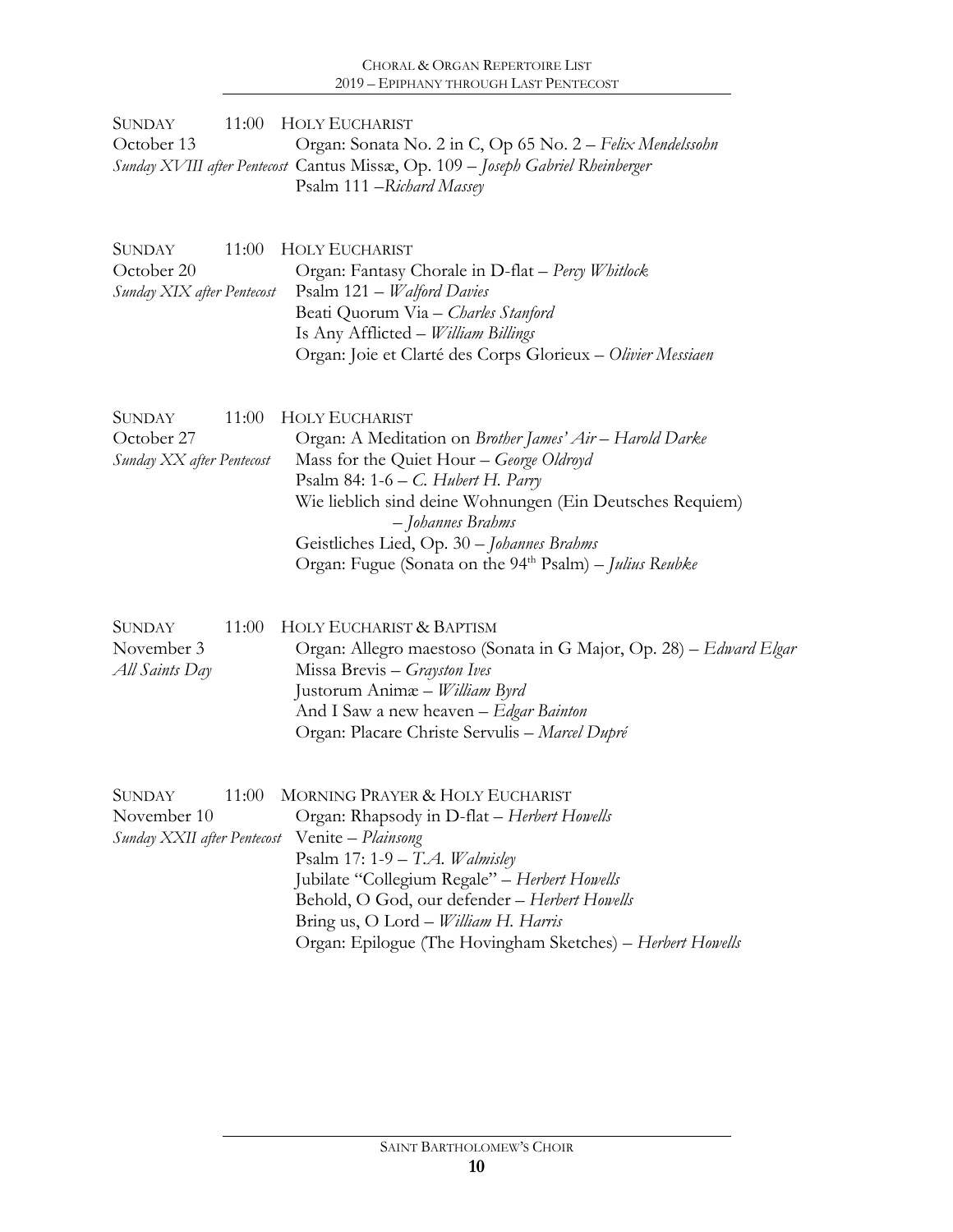SUNDAY 11:00 HOLY EUCHARIST
October 13
*Sunday XVIII after Pentecost*

Organ: Sonata No. 2 in C, Op 65 No. 2 – *Felix Mendelssohn*
Cantus Missæ, Op. 109 – *Joseph Gabriel Rheinberger*
Psalm 111 –*Richard Massey*

SUNDAY 11:00 HOLY EUCHARIST
October 20
*Sunday XIX after Pentecost*

Organ: Fantasy Chorale in D-flat – *Percy Whitlock*
Psalm 121 – *Walford Davies*
Beati Quorum Via – *Charles Stanford*
Is Any Afflicted – *William Billings*
Organ: Joie et Clarté des Corps Glorieux – *Olivier Messiaen*

SUNDAY 11:00 HOLY EUCHARIST
October 27
*Sunday XX after Pentecost*

Organ: A Meditation on *Brother James' Air* – *Harold Darke*
Mass for the Quiet Hour – *George Oldroyd*
Psalm 84: 1-6 – *C. Hubert H. Parry*
Wie lieblich sind deine Wohnungen (Ein Deutsches Requiem) – *Johannes Brahms*
Geistliches Lied, Op. 30 – *Johannes Brahms*
Organ: Fugue (Sonata on the 94th Psalm) – *Julius Reubke*

SUNDAY 11:00 HOLY EUCHARIST & BAPTISM
November 3
*All Saints Day*

Organ: Allegro maestoso (Sonata in G Major, Op. 28) – *Edward Elgar*
Missa Brevis – *Grayston Ives*
Justorum Animæ – *William Byrd*
And I Saw a new heaven – *Edgar Bainton*
Organ: Placare Christe Servulis – *Marcel Dupré*

SUNDAY 11:00 MORNING PRAYER & HOLY EUCHARIST
November 10
*Sunday XXII after Pentecost*

Organ: Rhapsody in D-flat – *Herbert Howells*
Venite – *Plainsong*
Psalm 17: 1-9 – *T.A. Walmisley*
Jubilate "Collegium Regale" – *Herbert Howells*
Behold, O God, our defender – *Herbert Howells*
Bring us, O Lord – *William H. Harris*
Organ: Epilogue (The Hovingham Sketches) – *Herbert Howells*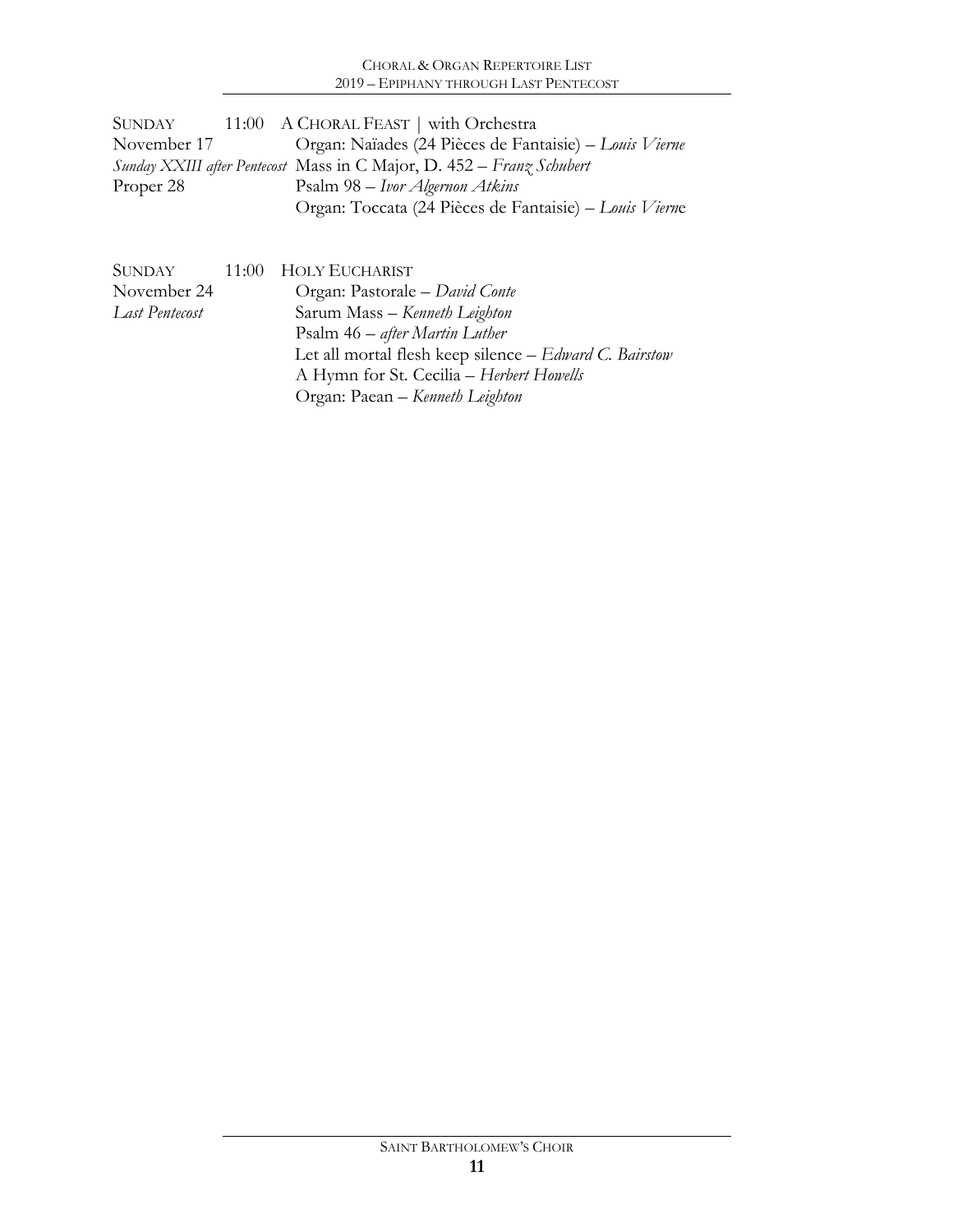| | | |
|---|---|---|
| SUNDAY | 11:00 | A CHORAL FEAST \| with Orchestra |
| November 17 | | Organ: Naïades (24 Pièces de Fantaisie) – *Louis Vierne* |
| *Sunday XXIII after Pentecost* | | Mass in C Major, D. 452 – *Franz Schubert* |
| Proper 28 | | Psalm 98 – *Ivor Algernon Atkins* |
| | | Organ: Toccata (24 Pièces de Fantaisie) – *Louis Vierne* |

| | | |
|---|---|---|
| SUNDAY | 11:00 | HOLY EUCHARIST |
| November 24 | | Organ: Pastorale – *David Conte* |
| *Last Pentecost* | | Sarum Mass – *Kenneth Leighton* |
| | | Psalm 46 – *after Martin Luther* |
| | | Let all mortal flesh keep silence – *Edward C. Bairstow* |
| | | A Hymn for St. Cecilia – *Herbert Howells* |
| | | Organ: Paean – *Kenneth Leighton* |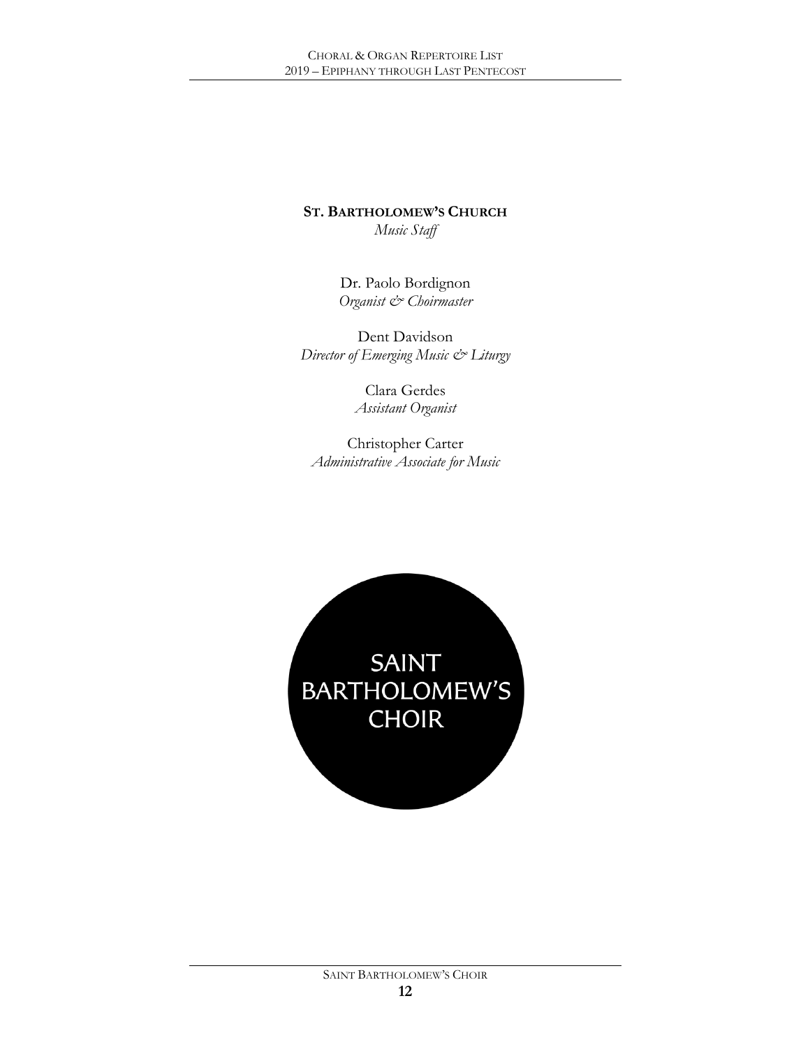**ST. BARTHOLOMEW'S CHURCH**

*Music Staff*

Dr. Paolo Bordignon
*Organist & Choirmaster*

Dent Davidson
*Director of Emerging Music & Liturgy*

Clara Gerdes
*Assistant Organist*

Christopher Carter
*Administrative Associate for Music*

SAINT
BARTHOLOMEW'S
CHOIR